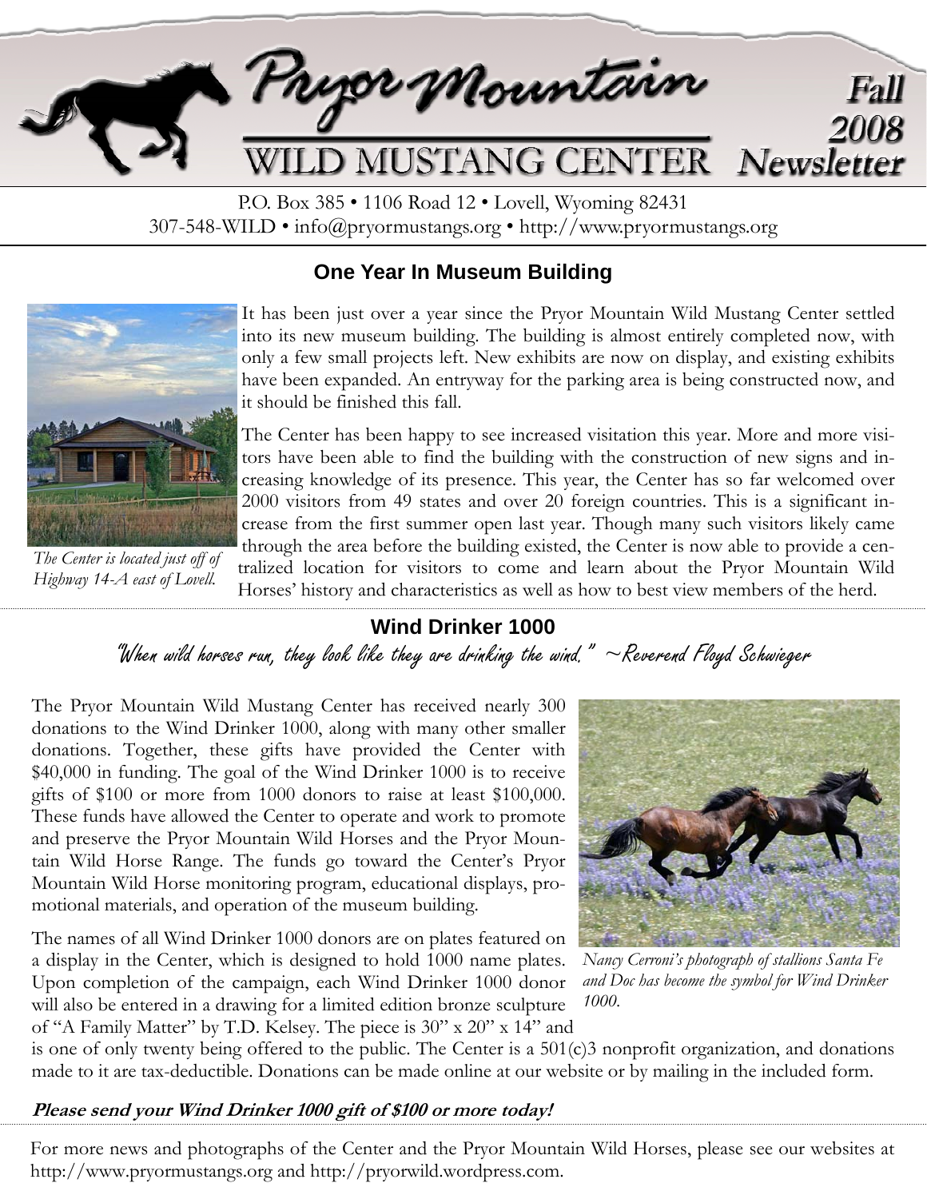# Pryor Mountain WILD MUSTANG CENTER

**Fall 2008 Newsletter**

P.O. Box 385 • 1106 Road 12 • Lovell, Wyoming 82431
307-548-WILD • info@pryormustangs.org • http://www.pryormustangs.org

## One Year In Museum Building

*The Center is located just off of Highway 14-A east of Lovell.*

It has been just over a year since the Pryor Mountain Wild Mustang Center settled into its new museum building. The building is almost entirely completed now, with only a few small projects left. New exhibits are now on display, and existing exhibits have been expanded. An entryway for the parking area is being constructed now, and it should be finished this fall.

The Center has been happy to see increased visitation this year. More and more visitors have been able to find the building with the construction of new signs and increasing knowledge of its presence. This year, the Center has so far welcomed over 2000 visitors from 49 states and over 20 foreign countries. This is a significant increase from the first summer open last year. Though many such visitors likely came through the area before the building existed, the Center is now able to provide a centralized location for visitors to come and learn about the Pryor Mountain Wild Horses' history and characteristics as well as how to best view members of the herd.

## Wind Drinker 1000

*"When wild horses run, they look like they are drinking the wind." ~Reverend Floyd Schwieger*

The Pryor Mountain Wild Mustang Center has received nearly 300 donations to the Wind Drinker 1000, along with many other smaller donations. Together, these gifts have provided the Center with \$40,000 in funding. The goal of the Wind Drinker 1000 is to receive gifts of \$100 or more from 1000 donors to raise at least \$100,000. These funds have allowed the Center to operate and work to promote and preserve the Pryor Mountain Wild Horses and the Pryor Mountain Wild Horse Range. The funds go toward the Center's Pryor Mountain Wild Horse monitoring program, educational displays, promotional materials, and operation of the museum building.

*Nancy Cerroni's photograph of stallions Santa Fe and Doc has become the symbol for Wind Drinker 1000.*

The names of all Wind Drinker 1000 donors are on plates featured on a display in the Center, which is designed to hold 1000 name plates. Upon completion of the campaign, each Wind Drinker 1000 donor will also be entered in a drawing for a limited edition bronze sculpture of "A Family Matter" by T.D. Kelsey. The piece is 30" x 20" x 14" and is one of only twenty being offered to the public. The Center is a 501(c)3 nonprofit organization, and donations made to it are tax-deductible. Donations can be made online at our website or by mailing in the included form.

***Please send your Wind Drinker 1000 gift of \$100 or more today!***

For more news and photographs of the Center and the Pryor Mountain Wild Horses, please see our websites at http://www.pryormustangs.org and http://pryorwild.wordpress.com.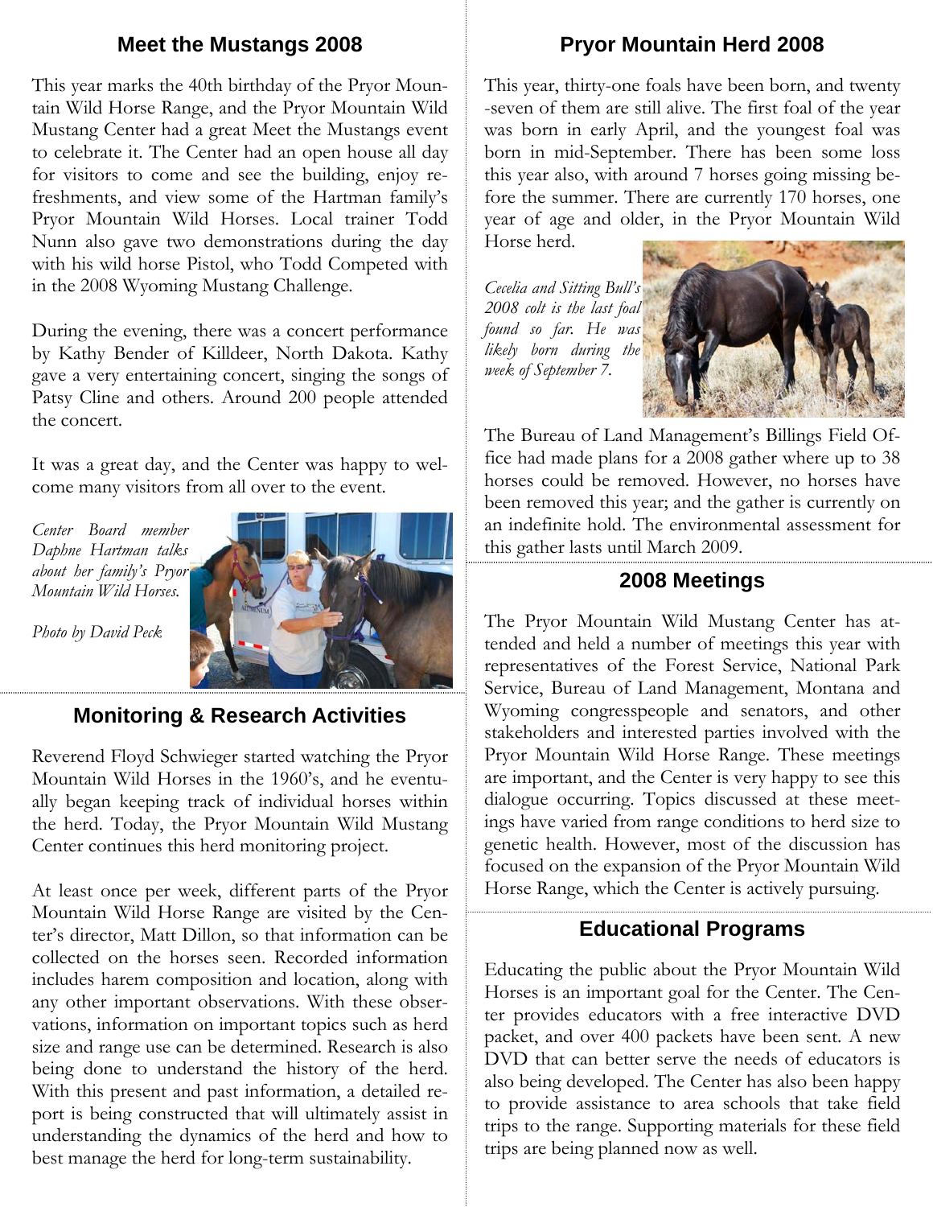## Meet the Mustangs 2008

This year marks the 40th birthday of the Pryor Mountain Wild Horse Range, and the Pryor Mountain Wild Mustang Center had a great Meet the Mustangs event to celebrate it. The Center had an open house all day for visitors to come and see the building, enjoy refreshments, and view some of the Hartman family's Pryor Mountain Wild Horses. Local trainer Todd Nunn also gave two demonstrations during the day with his wild horse Pistol, who Todd Competed with in the 2008 Wyoming Mustang Challenge.

During the evening, there was a concert performance by Kathy Bender of Killdeer, North Dakota. Kathy gave a very entertaining concert, singing the songs of Patsy Cline and others. Around 200 people attended the concert.

It was a great day, and the Center was happy to welcome many visitors from all over to the event.

*Center Board member Daphne Hartman talks about her family's Pryor Mountain Wild Horses.*

*Photo by David Peck*

## Monitoring & Research Activities

Reverend Floyd Schwieger started watching the Pryor Mountain Wild Horses in the 1960's, and he eventually began keeping track of individual horses within the herd. Today, the Pryor Mountain Wild Mustang Center continues this herd monitoring project.

At least once per week, different parts of the Pryor Mountain Wild Horse Range are visited by the Center's director, Matt Dillon, so that information can be collected on the horses seen. Recorded information includes harem composition and location, along with any other important observations. With these observations, information on important topics such as herd size and range use can be determined. Research is also being done to understand the history of the herd. With this present and past information, a detailed report is being constructed that will ultimately assist in understanding the dynamics of the herd and how to best manage the herd for long-term sustainability.

## Pryor Mountain Herd 2008

This year, thirty-one foals have been born, and twenty-seven of them are still alive. The first foal of the year was born in early April, and the youngest foal was born in mid-September. There has been some loss this year also, with around 7 horses going missing before the summer. There are currently 170 horses, one year of age and older, in the Pryor Mountain Wild Horse herd.

*Cecelia and Sitting Bull's 2008 colt is the last foal found so far. He was likely born during the week of September 7.*

The Bureau of Land Management's Billings Field Office had made plans for a 2008 gather where up to 38 horses could be removed. However, no horses have been removed this year; and the gather is currently on an indefinite hold. The environmental assessment for this gather lasts until March 2009.

## 2008 Meetings

The Pryor Mountain Wild Mustang Center has attended and held a number of meetings this year with representatives of the Forest Service, National Park Service, Bureau of Land Management, Montana and Wyoming congresspeople and senators, and other stakeholders and interested parties involved with the Pryor Mountain Wild Horse Range. These meetings are important, and the Center is very happy to see this dialogue occurring. Topics discussed at these meetings have varied from range conditions to herd size to genetic health. However, most of the discussion has focused on the expansion of the Pryor Mountain Wild Horse Range, which the Center is actively pursuing.

## Educational Programs

Educating the public about the Pryor Mountain Wild Horses is an important goal for the Center. The Center provides educators with a free interactive DVD packet, and over 400 packets have been sent. A new DVD that can better serve the needs of educators is also being developed. The Center has also been happy to provide assistance to area schools that take field trips to the range. Supporting materials for these field trips are being planned now as well.